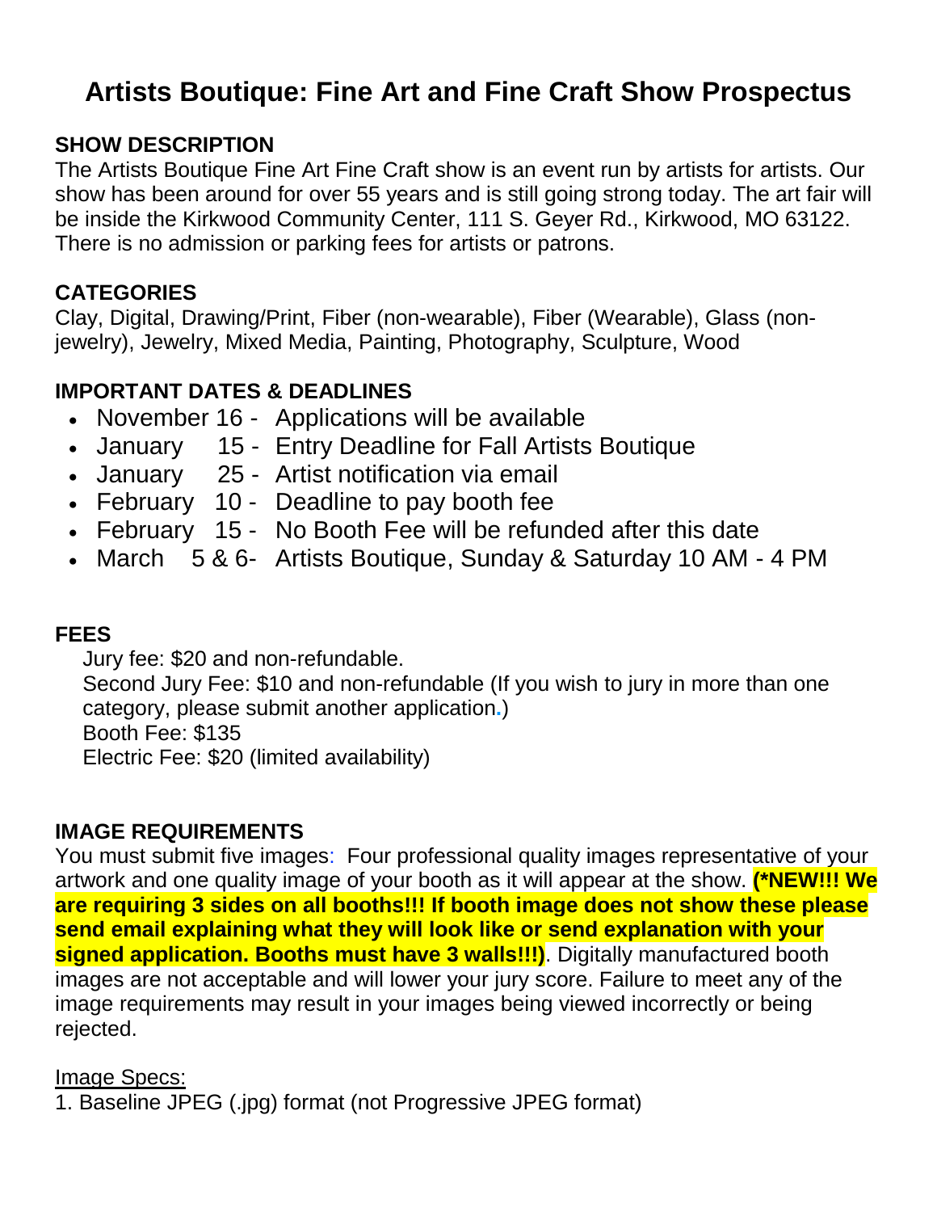# Artists Boutique: Fine Art and Fine Craft Show Prospectus

## SHOW DESCRIPTION

The Artists Boutique Fine Art Fine Craft show is an event run by artists for artists. Our show has been around for over 55 years and is still going strong today. The art fair will be inside the Kirkwood Community Center, 111 S. Geyer Rd., Kirkwood, MO 63122. There is no admission or parking fees for artists or patrons.

## CATEGORIES

Clay, Digital, Drawing/Print, Fiber (non-wearable), Fiber (Wearable), Glass (non-jewelry), Jewelry, Mixed Media, Painting, Photography, Sculpture, Wood

## IMPORTANT DATES & DEADLINES

- November 16 - Applications will be available
- January 15 - Entry Deadline for Fall Artists Boutique
- January 25 - Artist notification via email
- February 10 - Deadline to pay booth fee
- February 15 - No Booth Fee will be refunded after this date
- March 5 & 6- Artists Boutique, Sunday & Saturday 10 AM - 4 PM

## FEES

Jury fee: $20 and non-refundable.
Second Jury Fee: $10 and non-refundable (If you wish to jury in more than one category, please submit another application.)
Booth Fee: $135
Electric Fee: $20 (limited availability)

## IMAGE REQUIREMENTS

You must submit five images: Four professional quality images representative of your artwork and one quality image of your booth as it will appear at the show. **(*NEW!!! We are requiring 3 sides on all booths!!! If booth image does not show these please send email explaining what they will look like or send explanation with your signed application. Booths must have 3 walls!!!)**. Digitally manufactured booth images are not acceptable and will lower your jury score. Failure to meet any of the image requirements may result in your images being viewed incorrectly or being rejected.

Image Specs:

1. Baseline JPEG (.jpg) format (not Progressive JPEG format)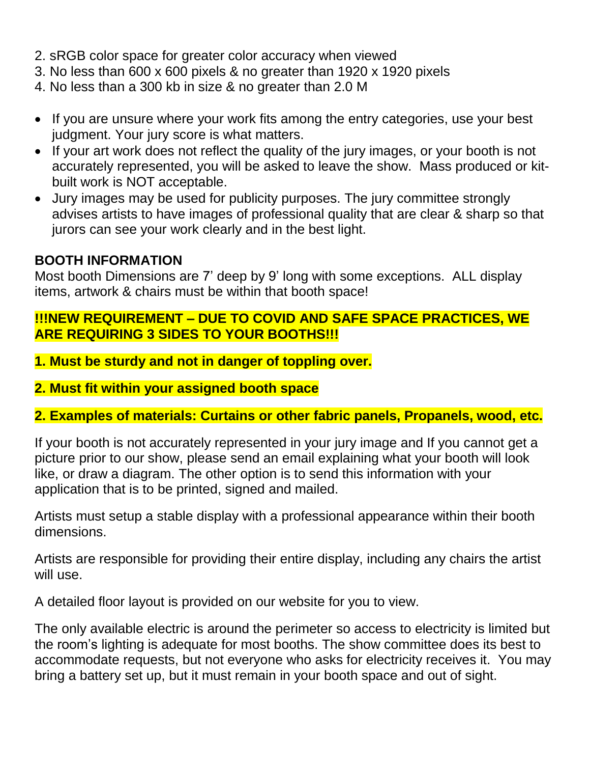2. sRGB color space for greater color accuracy when viewed
3. No less than 600 x 600 pixels & no greater than 1920 x 1920 pixels
4. No less than a 300 kb in size & no greater than 2.0 M

- If you are unsure where your work fits among the entry categories, use your best judgment. Your jury score is what matters.
- If your art work does not reflect the quality of the jury images, or your booth is not accurately represented, you will be asked to leave the show. Mass produced or kit-built work is NOT acceptable.
- Jury images may be used for publicity purposes. The jury committee strongly advises artists to have images of professional quality that are clear & sharp so that jurors can see your work clearly and in the best light.

**BOOTH INFORMATION**

Most booth Dimensions are 7' deep by 9' long with some exceptions. ALL display items, artwork & chairs must be within that booth space!

**!!!NEW REQUIREMENT – DUE TO COVID AND SAFE SPACE PRACTICES, WE ARE REQUIRING 3 SIDES TO YOUR BOOTHS!!!**

**1. Must be sturdy and not in danger of toppling over.**

**2. Must fit within your assigned booth space**

**2. Examples of materials: Curtains or other fabric panels, Propanels, wood, etc.**

If your booth is not accurately represented in your jury image and If you cannot get a picture prior to our show, please send an email explaining what your booth will look like, or draw a diagram. The other option is to send this information with your application that is to be printed, signed and mailed.

Artists must setup a stable display with a professional appearance within their booth dimensions.

Artists are responsible for providing their entire display, including any chairs the artist will use.

A detailed floor layout is provided on our website for you to view.

The only available electric is around the perimeter so access to electricity is limited but the room's lighting is adequate for most booths. The show committee does its best to accommodate requests, but not everyone who asks for electricity receives it. You may bring a battery set up, but it must remain in your booth space and out of sight.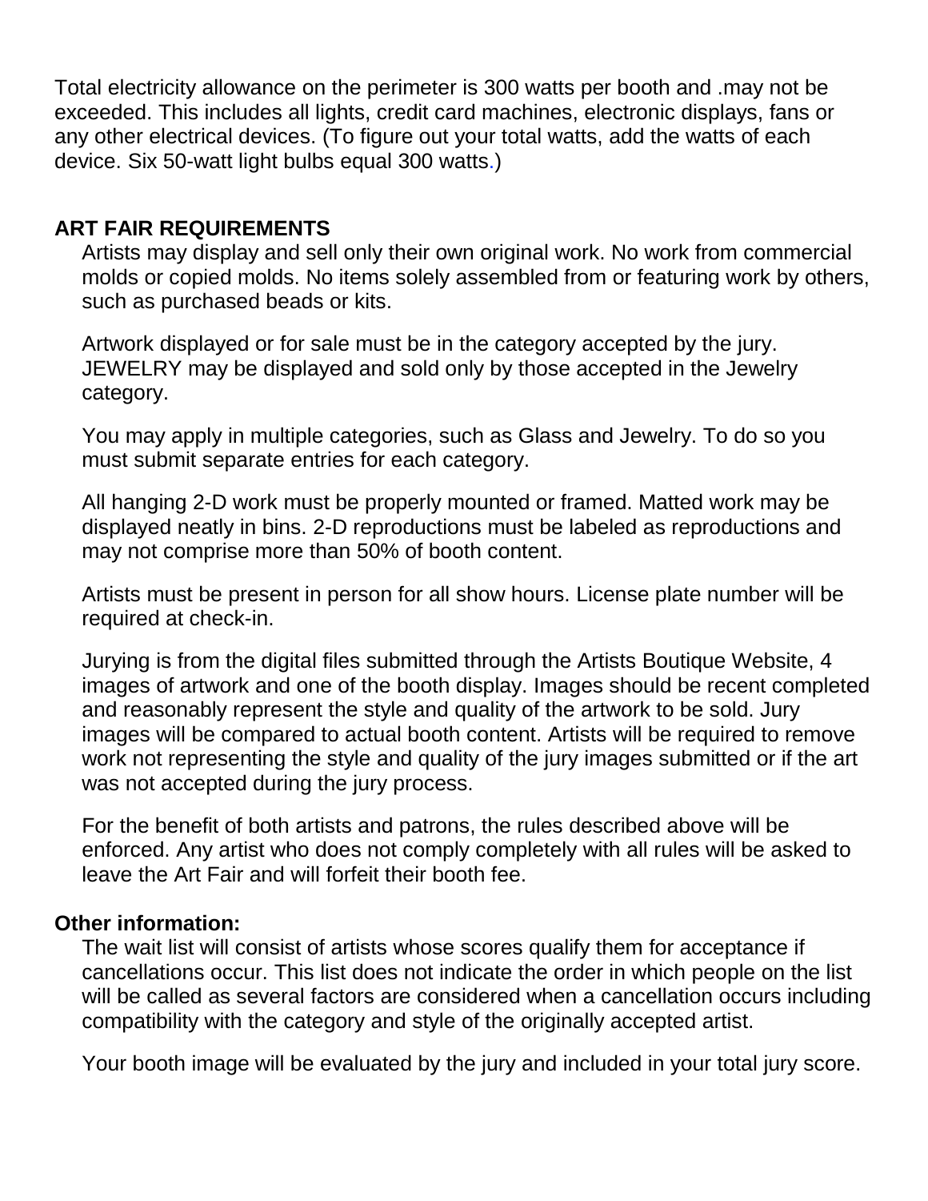Total electricity allowance on the perimeter is 300 watts per booth and .may not be exceeded. This includes all lights, credit card machines, electronic displays, fans or any other electrical devices. (To figure out your total watts, add the watts of each device. Six 50-watt light bulbs equal 300 watts.)

## ART FAIR REQUIREMENTS

Artists may display and sell only their own original work. No work from commercial molds or copied molds. No items solely assembled from or featuring work by others, such as purchased beads or kits.

Artwork displayed or for sale must be in the category accepted by the jury. JEWELRY may be displayed and sold only by those accepted in the Jewelry category.

You may apply in multiple categories, such as Glass and Jewelry. To do so you must submit separate entries for each category.

All hanging 2-D work must be properly mounted or framed. Matted work may be displayed neatly in bins. 2-D reproductions must be labeled as reproductions and may not comprise more than 50% of booth content.

Artists must be present in person for all show hours. License plate number will be required at check-in.

Jurying is from the digital files submitted through the Artists Boutique Website, 4 images of artwork and one of the booth display. Images should be recent completed and reasonably represent the style and quality of the artwork to be sold. Jury images will be compared to actual booth content. Artists will be required to remove work not representing the style and quality of the jury images submitted or if the art was not accepted during the jury process.

For the benefit of both artists and patrons, the rules described above will be enforced. Any artist who does not comply completely with all rules will be asked to leave the Art Fair and will forfeit their booth fee.

## Other information:

The wait list will consist of artists whose scores qualify them for acceptance if cancellations occur. This list does not indicate the order in which people on the list will be called as several factors are considered when a cancellation occurs including compatibility with the category and style of the originally accepted artist.

Your booth image will be evaluated by the jury and included in your total jury score.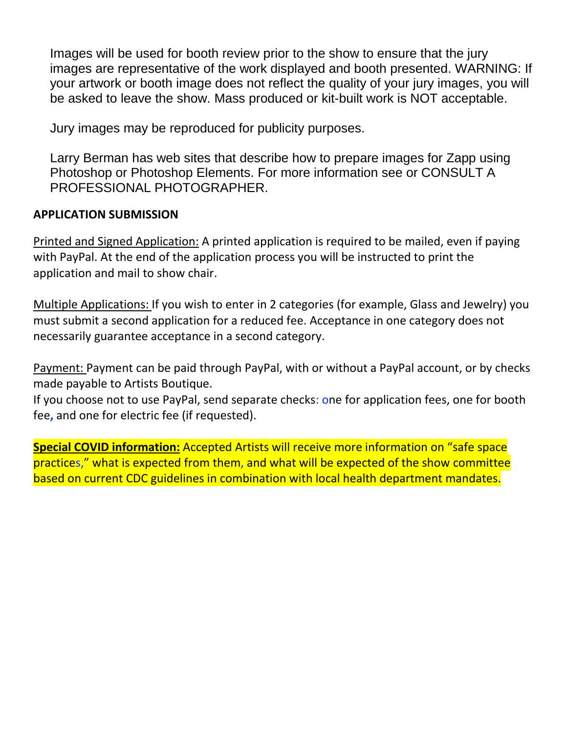Images will be used for booth review prior to the show to ensure that the jury images are representative of the work displayed and booth presented. WARNING: If your artwork or booth image does not reflect the quality of your jury images, you will be asked to leave the show. Mass produced or kit-built work is NOT acceptable.

Jury images may be reproduced for publicity purposes.

Larry Berman has web sites that describe how to prepare images for Zapp using Photoshop or Photoshop Elements. For more information see or CONSULT A PROFESSIONAL PHOTOGRAPHER.

**APPLICATION SUBMISSION**

Printed and Signed Application: A printed application is required to be mailed, even if paying with PayPal. At the end of the application process you will be instructed to print the application and mail to show chair.

Multiple Applications: If you wish to enter in 2 categories (for example, Glass and Jewelry) you must submit a second application for a reduced fee. Acceptance in one category does not necessarily guarantee acceptance in a second category.

Payment: Payment can be paid through PayPal, with or without a PayPal account, or by checks made payable to Artists Boutique.
If you choose not to use PayPal, send separate checks: one for application fees, one for booth fee, and one for electric fee (if requested).

**Special COVID information:** Accepted Artists will receive more information on "safe space practices," what is expected from them, and what will be expected of the show committee based on current CDC guidelines in combination with local health department mandates.